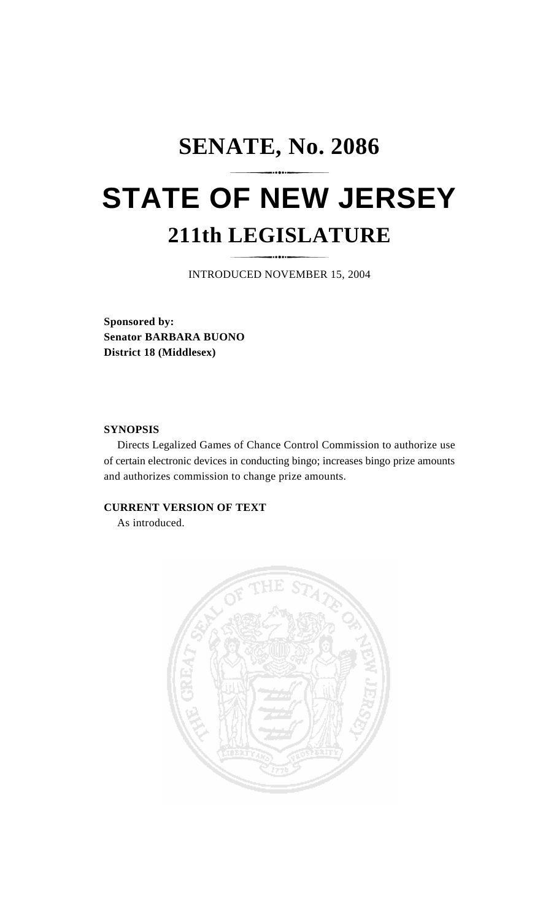# SENATE, No. 2086

# STATE OF NEW JERSEY

## 211th LEGISLATURE

INTRODUCED NOVEMBER 15, 2004

**Sponsored by:**
**Senator BARBARA BUONO**
**District 18 (Middlesex)**

**SYNOPSIS**

Directs Legalized Games of Chance Control Commission to authorize use of certain electronic devices in conducting bingo; increases bingo prize amounts and authorizes commission to change prize amounts.

**CURRENT VERSION OF TEXT**

As introduced.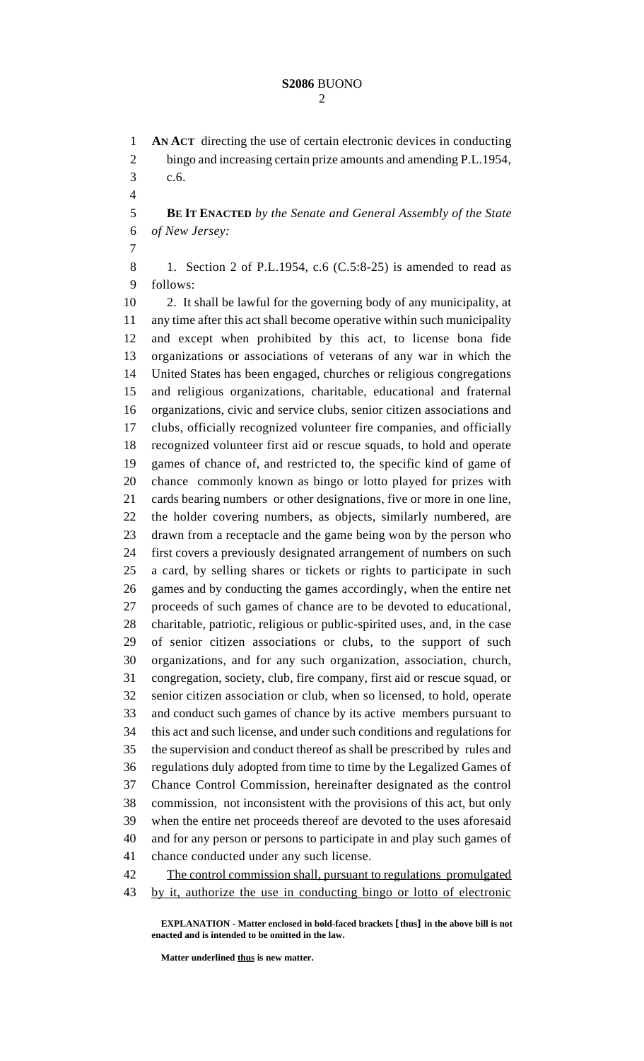**AN ACT** directing the use of certain electronic devices in conducting bingo and increasing certain prize amounts and amending P.L.1954, c.6.

**BE IT ENACTED** *by the Senate and General Assembly of the State of New Jersey:*

1. Section 2 of P.L.1954, c.6 (C.5:8-25) is amended to read as follows:

2. It shall be lawful for the governing body of any municipality, at any time after this act shall become operative within such municipality and except when prohibited by this act, to license bona fide organizations or associations of veterans of any war in which the United States has been engaged, churches or religious congregations and religious organizations, charitable, educational and fraternal organizations, civic and service clubs, senior citizen associations and clubs, officially recognized volunteer fire companies, and officially recognized volunteer first aid or rescue squads, to hold and operate games of chance of, and restricted to, the specific kind of game of chance commonly known as bingo or lotto played for prizes with cards bearing numbers or other designations, five or more in one line, the holder covering numbers, as objects, similarly numbered, are drawn from a receptacle and the game being won by the person who first covers a previously designated arrangement of numbers on such a card, by selling shares or tickets or rights to participate in such games and by conducting the games accordingly, when the entire net proceeds of such games of chance are to be devoted to educational, charitable, patriotic, religious or public-spirited uses, and, in the case of senior citizen associations or clubs, to the support of such organizations, and for any such organization, association, church, congregation, society, club, fire company, first aid or rescue squad, or senior citizen association or club, when so licensed, to hold, operate and conduct such games of chance by its active members pursuant to this act and such license, and under such conditions and regulations for the supervision and conduct thereof as shall be prescribed by rules and regulations duly adopted from time to time by the Legalized Games of Chance Control Commission, hereinafter designated as the control commission, not inconsistent with the provisions of this act, but only when the entire net proceeds thereof are devoted to the uses aforesaid and for any person or persons to participate in and play such games of chance conducted under any such license.

<u>The control commission shall, pursuant to regulations promulgated by it, authorize the use in conducting bingo or lotto of electronic</u>

**EXPLANATION - Matter enclosed in bold-faced brackets [thus] in the above bill is not enacted and is intended to be omitted in the law.**

**Matter underlined <u>thus</u> is new matter.**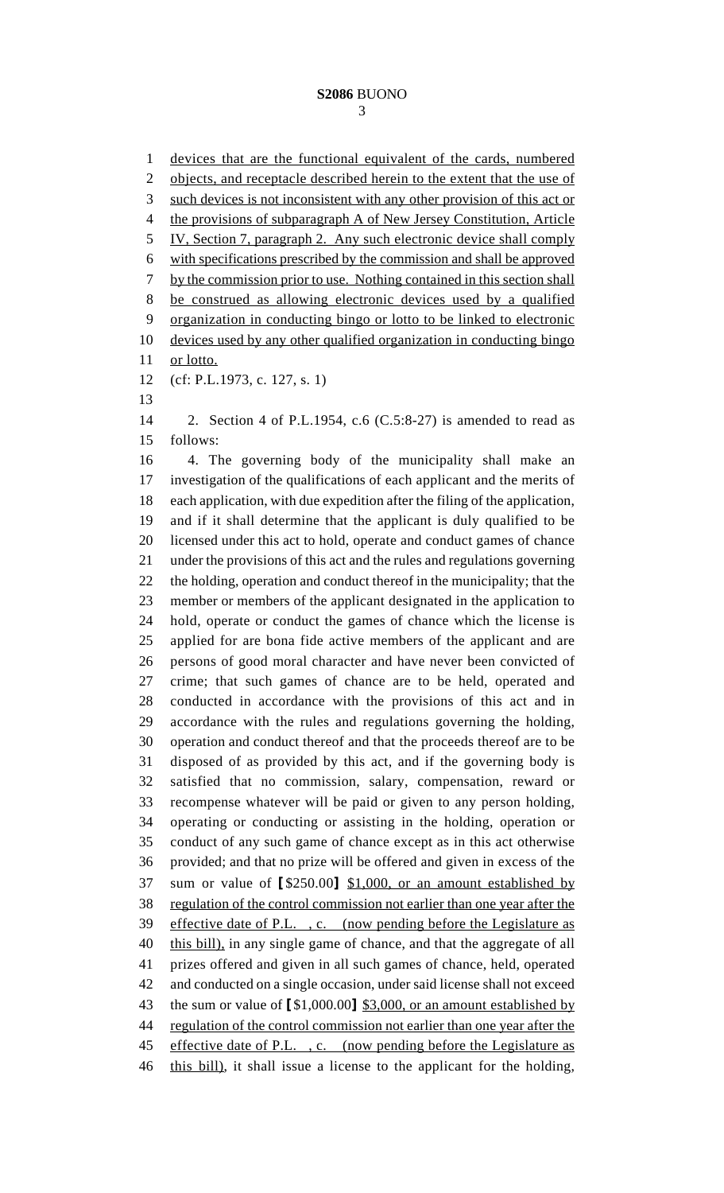devices that are the functional equivalent of the cards, numbered objects, and receptacle described herein to the extent that the use of such devices is not inconsistent with any other provision of this act or the provisions of subparagraph A of New Jersey Constitution, Article IV, Section 7, paragraph 2. Any such electronic device shall comply with specifications prescribed by the commission and shall be approved by the commission prior to use. Nothing contained in this section shall be construed as allowing electronic devices used by a qualified organization in conducting bingo or lotto to be linked to electronic devices used by any other qualified organization in conducting bingo or lotto.

(cf: P.L.1973, c. 127, s. 1)

2. Section 4 of P.L.1954, c.6 (C.5:8-27) is amended to read as follows:

4. The governing body of the municipality shall make an investigation of the qualifications of each applicant and the merits of each application, with due expedition after the filing of the application, and if it shall determine that the applicant is duly qualified to be licensed under this act to hold, operate and conduct games of chance under the provisions of this act and the rules and regulations governing the holding, operation and conduct thereof in the municipality; that the member or members of the applicant designated in the application to hold, operate or conduct the games of chance which the license is applied for are bona fide active members of the applicant and are persons of good moral character and have never been convicted of crime; that such games of chance are to be held, operated and conducted in accordance with the provisions of this act and in accordance with the rules and regulations governing the holding, operation and conduct thereof and that the proceeds thereof are to be disposed of as provided by this act, and if the governing body is satisfied that no commission, salary, compensation, reward or recompense whatever will be paid or given to any person holding, operating or conducting or assisting in the holding, operation or conduct of any such game of chance except as in this act otherwise provided; and that no prize will be offered and given in excess of the sum or value of [$250.00] $1,000, or an amount established by regulation of the control commission not earlier than one year after the effective date of P.L. , c. (now pending before the Legislature as this bill), in any single game of chance, and that the aggregate of all prizes offered and given in all such games of chance, held, operated and conducted on a single occasion, under said license shall not exceed the sum or value of [$1,000.00] $3,000, or an amount established by regulation of the control commission not earlier than one year after the effective date of P.L. , c. (now pending before the Legislature as this bill), it shall issue a license to the applicant for the holding,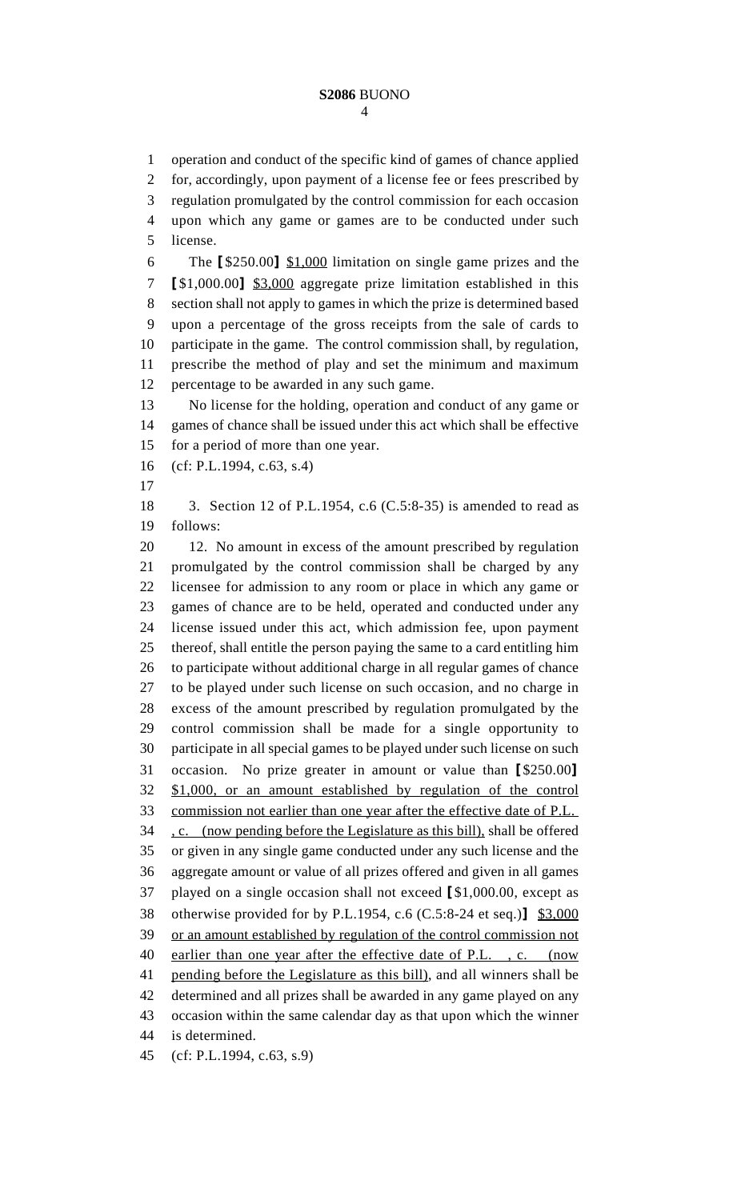operation and conduct of the specific kind of games of chance applied for, accordingly, upon payment of a license fee or fees prescribed by regulation promulgated by the control commission for each occasion upon which any game or games are to be conducted under such license.

The [$250.00] $1,000 limitation on single game prizes and the [$1,000.00] $3,000 aggregate prize limitation established in this section shall not apply to games in which the prize is determined based upon a percentage of the gross receipts from the sale of cards to participate in the game. The control commission shall, by regulation, prescribe the method of play and set the minimum and maximum percentage to be awarded in any such game.

No license for the holding, operation and conduct of any game or games of chance shall be issued under this act which shall be effective for a period of more than one year.

(cf: P.L.1994, c.63, s.4)

3. Section 12 of P.L.1954, c.6 (C.5:8-35) is amended to read as follows:

12. No amount in excess of the amount prescribed by regulation promulgated by the control commission shall be charged by any licensee for admission to any room or place in which any game or games of chance are to be held, operated and conducted under any license issued under this act, which admission fee, upon payment thereof, shall entitle the person paying the same to a card entitling him to participate without additional charge in all regular games of chance to be played under such license on such occasion, and no charge in excess of the amount prescribed by regulation promulgated by the control commission shall be made for a single opportunity to participate in all special games to be played under such license on such occasion. No prize greater in amount or value than [$250.00] $1,000, or an amount established by regulation of the control commission not earlier than one year after the effective date of P.L. , c. (now pending before the Legislature as this bill), shall be offered or given in any single game conducted under any such license and the aggregate amount or value of all prizes offered and given in all games played on a single occasion shall not exceed [$1,000.00, except as otherwise provided for by P.L.1954, c.6 (C.5:8-24 et seq.)] $3,000 or an amount established by regulation of the control commission not earlier than one year after the effective date of P.L. , c. (now pending before the Legislature as this bill), and all winners shall be determined and all prizes shall be awarded in any game played on any occasion within the same calendar day as that upon which the winner is determined.

(cf: P.L.1994, c.63, s.9)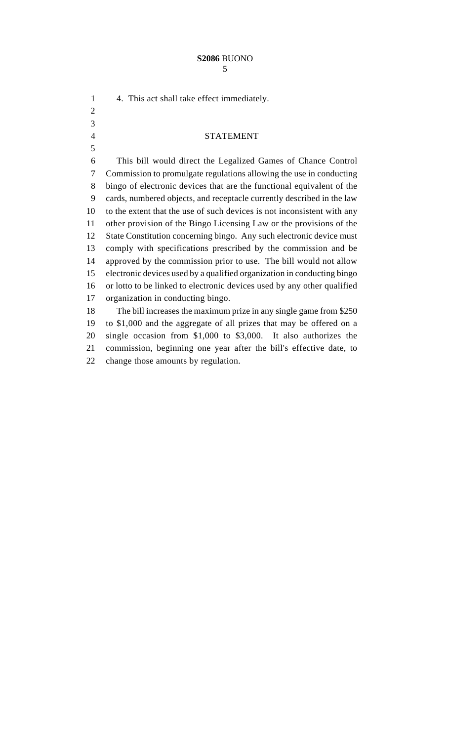4. This act shall take effect immediately.

## STATEMENT

This bill would direct the Legalized Games of Chance Control Commission to promulgate regulations allowing the use in conducting bingo of electronic devices that are the functional equivalent of the cards, numbered objects, and receptacle currently described in the law to the extent that the use of such devices is not inconsistent with any other provision of the Bingo Licensing Law or the provisions of the State Constitution concerning bingo. Any such electronic device must comply with specifications prescribed by the commission and be approved by the commission prior to use. The bill would not allow electronic devices used by a qualified organization in conducting bingo or lotto to be linked to electronic devices used by any other qualified organization in conducting bingo.

The bill increases the maximum prize in any single game from $250 to $1,000 and the aggregate of all prizes that may be offered on a single occasion from $1,000 to $3,000. It also authorizes the commission, beginning one year after the bill's effective date, to change those amounts by regulation.